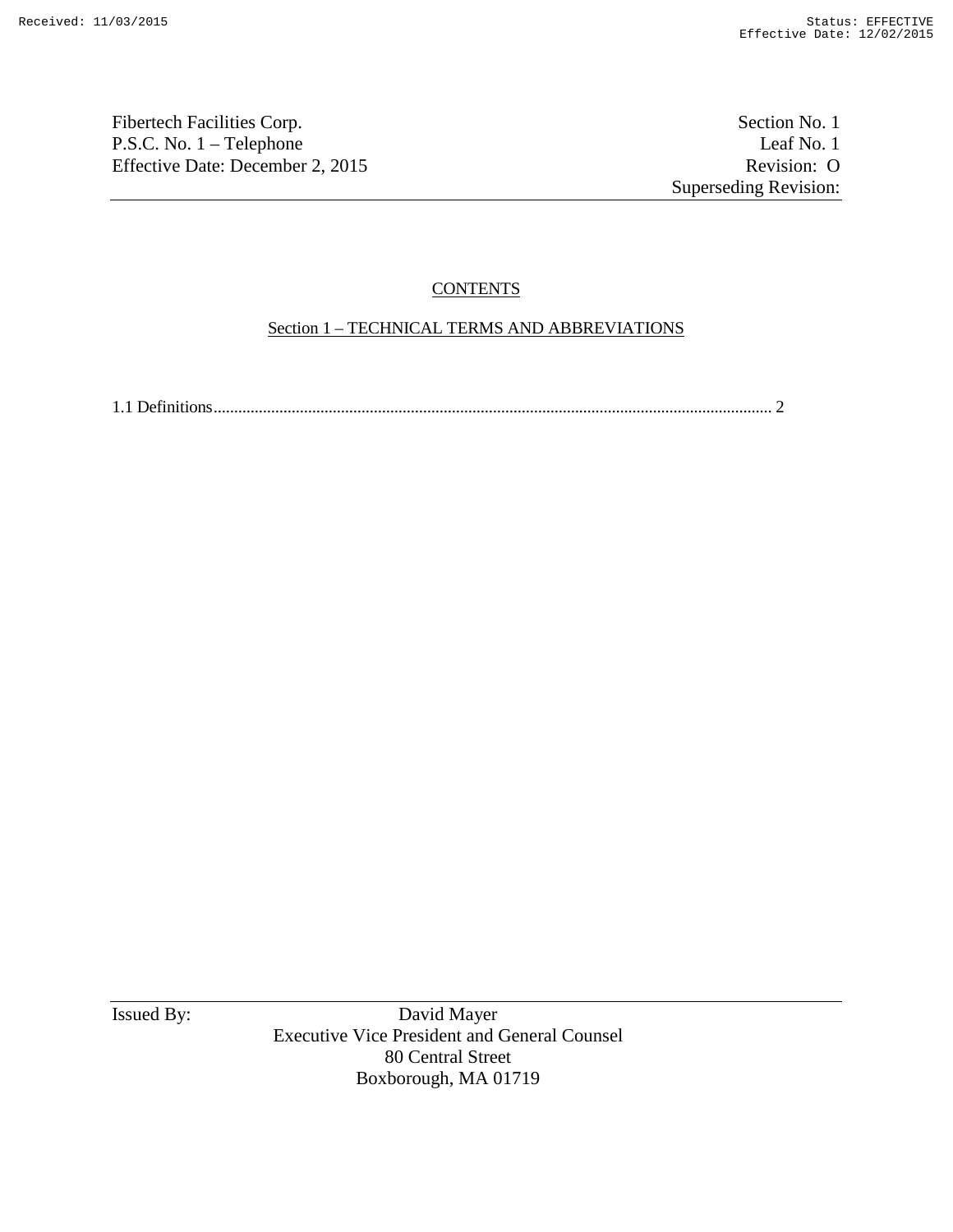Fibertech Facilities Corp.
P.S.C. No. 1 – Telephone
Effective Date: December 2, 2015

Section No. 1
Leaf No. 1
Revision: O
Superseding Revision:

# CONTENTS

## Section 1 – TECHNICAL TERMS AND ABBREVIATIONS

1.1 Definitions........................................................................................................................................ 2

Issued By: David Mayer
Executive Vice President and General Counsel
80 Central Street
Boxborough, MA 01719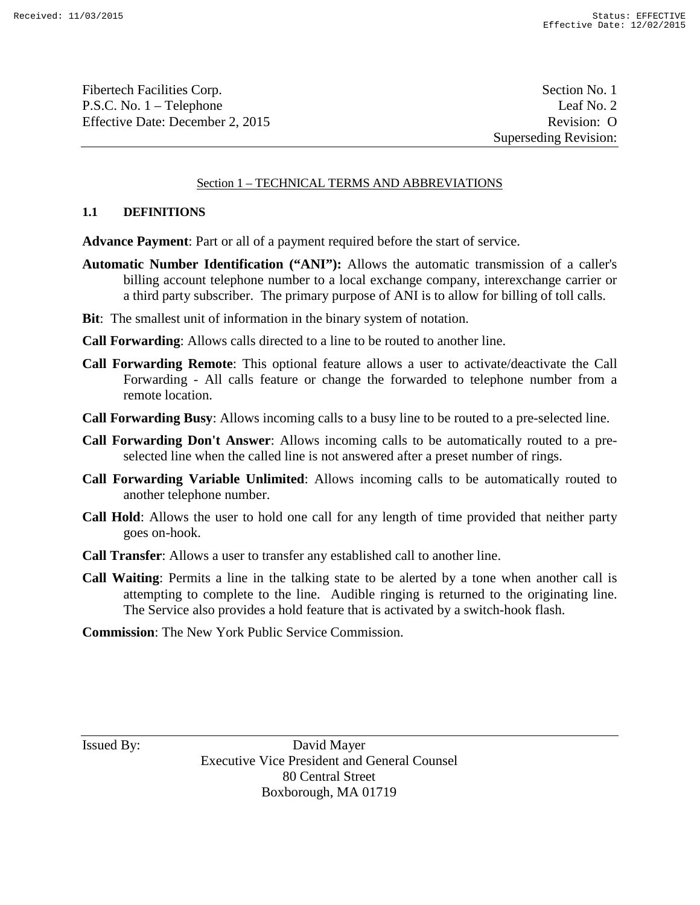## Section 1 – TECHNICAL TERMS AND ABBREVIATIONS

### 1.1 DEFINITIONS

**Advance Payment**: Part or all of a payment required before the start of service.

**Automatic Number Identification ("ANI"):** Allows the automatic transmission of a caller's billing account telephone number to a local exchange company, interexchange carrier or a third party subscriber. The primary purpose of ANI is to allow for billing of toll calls.

**Bit**: The smallest unit of information in the binary system of notation.

**Call Forwarding**: Allows calls directed to a line to be routed to another line.

**Call Forwarding Remote**: This optional feature allows a user to activate/deactivate the Call Forwarding - All calls feature or change the forwarded to telephone number from a remote location.

**Call Forwarding Busy**: Allows incoming calls to a busy line to be routed to a pre-selected line.

**Call Forwarding Don't Answer**: Allows incoming calls to be automatically routed to a pre-selected line when the called line is not answered after a preset number of rings.

**Call Forwarding Variable Unlimited**: Allows incoming calls to be automatically routed to another telephone number.

**Call Hold**: Allows the user to hold one call for any length of time provided that neither party goes on-hook.

**Call Transfer**: Allows a user to transfer any established call to another line.

**Call Waiting**: Permits a line in the talking state to be alerted by a tone when another call is attempting to complete to the line. Audible ringing is returned to the originating line. The Service also provides a hold feature that is activated by a switch-hook flash.

**Commission**: The New York Public Service Commission.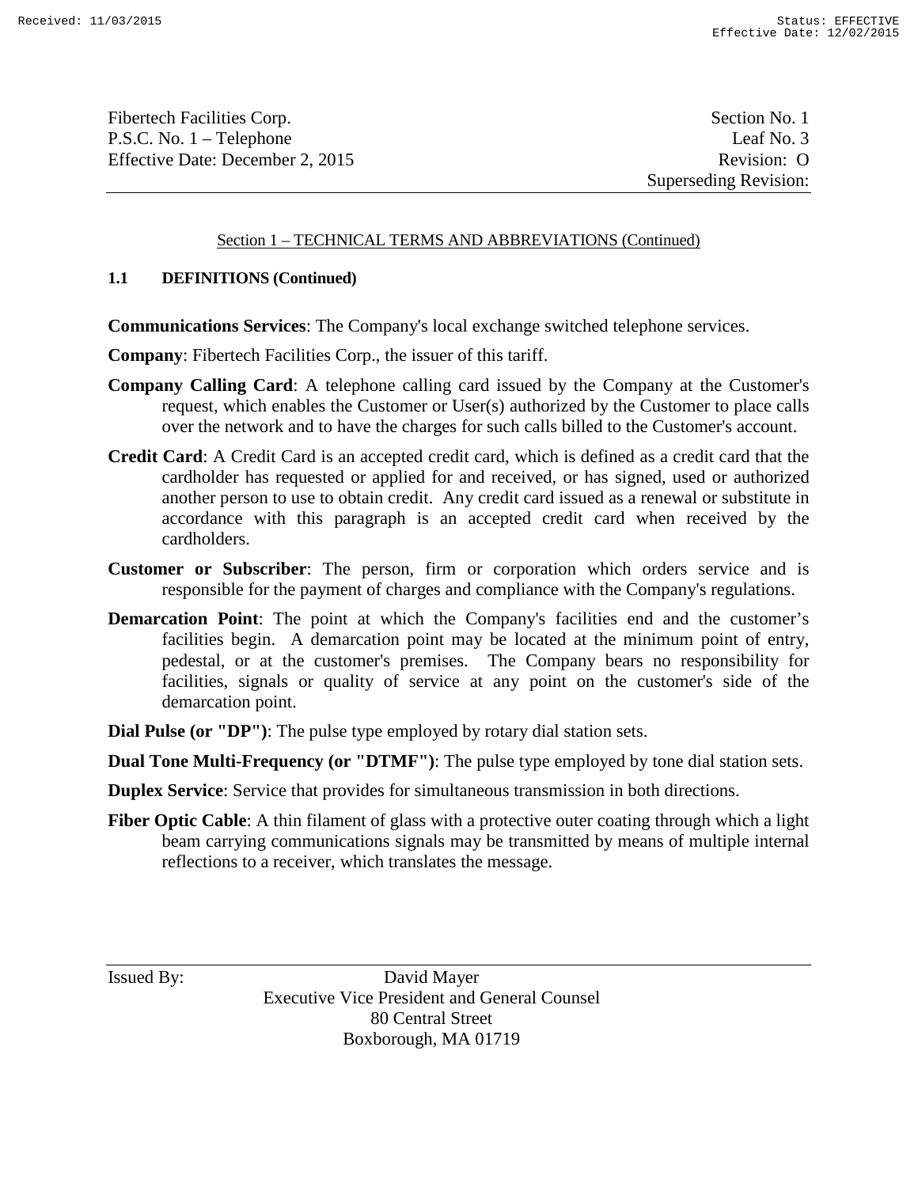Section 1 – TECHNICAL TERMS AND ABBREVIATIONS (Continued)

**1.1 DEFINITIONS (Continued)**

**Communications Services**: The Company's local exchange switched telephone services.

**Company**: Fibertech Facilities Corp., the issuer of this tariff.

**Company Calling Card**: A telephone calling card issued by the Company at the Customer's request, which enables the Customer or User(s) authorized by the Customer to place calls over the network and to have the charges for such calls billed to the Customer's account.

**Credit Card**: A Credit Card is an accepted credit card, which is defined as a credit card that the cardholder has requested or applied for and received, or has signed, used or authorized another person to use to obtain credit. Any credit card issued as a renewal or substitute in accordance with this paragraph is an accepted credit card when received by the cardholders.

**Customer or Subscriber**: The person, firm or corporation which orders service and is responsible for the payment of charges and compliance with the Company's regulations.

**Demarcation Point**: The point at which the Company's facilities end and the customer's facilities begin. A demarcation point may be located at the minimum point of entry, pedestal, or at the customer's premises. The Company bears no responsibility for facilities, signals or quality of service at any point on the customer's side of the demarcation point.

**Dial Pulse (or "DP")**: The pulse type employed by rotary dial station sets.

**Dual Tone Multi-Frequency (or "DTMF")**: The pulse type employed by tone dial station sets.

**Duplex Service**: Service that provides for simultaneous transmission in both directions.

**Fiber Optic Cable**: A thin filament of glass with a protective outer coating through which a light beam carrying communications signals may be transmitted by means of multiple internal reflections to a receiver, which translates the message.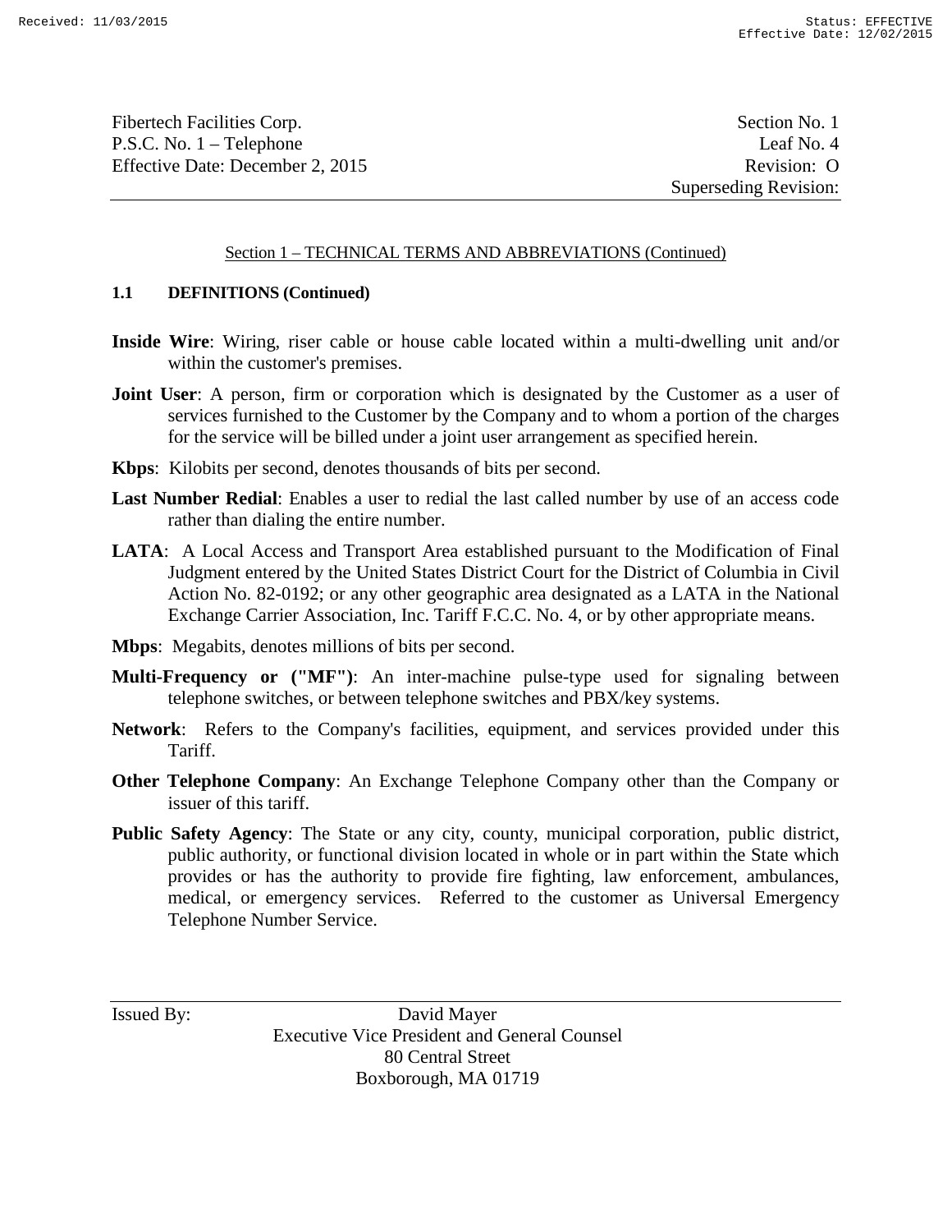Fibertech Facilities Corp.
P.S.C. No. 1 – Telephone
Effective Date: December 2, 2015

Section No. 1
Leaf No. 4
Revision: O
Superseding Revision:

Section 1 – TECHNICAL TERMS AND ABBREVIATIONS (Continued)

**1.1 DEFINITIONS (Continued)**

**Inside Wire**: Wiring, riser cable or house cable located within a multi-dwelling unit and/or within the customer's premises.

**Joint User**: A person, firm or corporation which is designated by the Customer as a user of services furnished to the Customer by the Company and to whom a portion of the charges for the service will be billed under a joint user arrangement as specified herein.

**Kbps**: Kilobits per second, denotes thousands of bits per second.

**Last Number Redial**: Enables a user to redial the last called number by use of an access code rather than dialing the entire number.

**LATA**: A Local Access and Transport Area established pursuant to the Modification of Final Judgment entered by the United States District Court for the District of Columbia in Civil Action No. 82-0192; or any other geographic area designated as a LATA in the National Exchange Carrier Association, Inc. Tariff F.C.C. No. 4, or by other appropriate means.

**Mbps**: Megabits, denotes millions of bits per second.

**Multi-Frequency or ("MF")**: An inter-machine pulse-type used for signaling between telephone switches, or between telephone switches and PBX/key systems.

**Network**: Refers to the Company's facilities, equipment, and services provided under this Tariff.

**Other Telephone Company**: An Exchange Telephone Company other than the Company or issuer of this tariff.

**Public Safety Agency**: The State or any city, county, municipal corporation, public district, public authority, or functional division located in whole or in part within the State which provides or has the authority to provide fire fighting, law enforcement, ambulances, medical, or emergency services. Referred to the customer as Universal Emergency Telephone Number Service.

Issued By: David Mayer
Executive Vice President and General Counsel
80 Central Street
Boxborough, MA 01719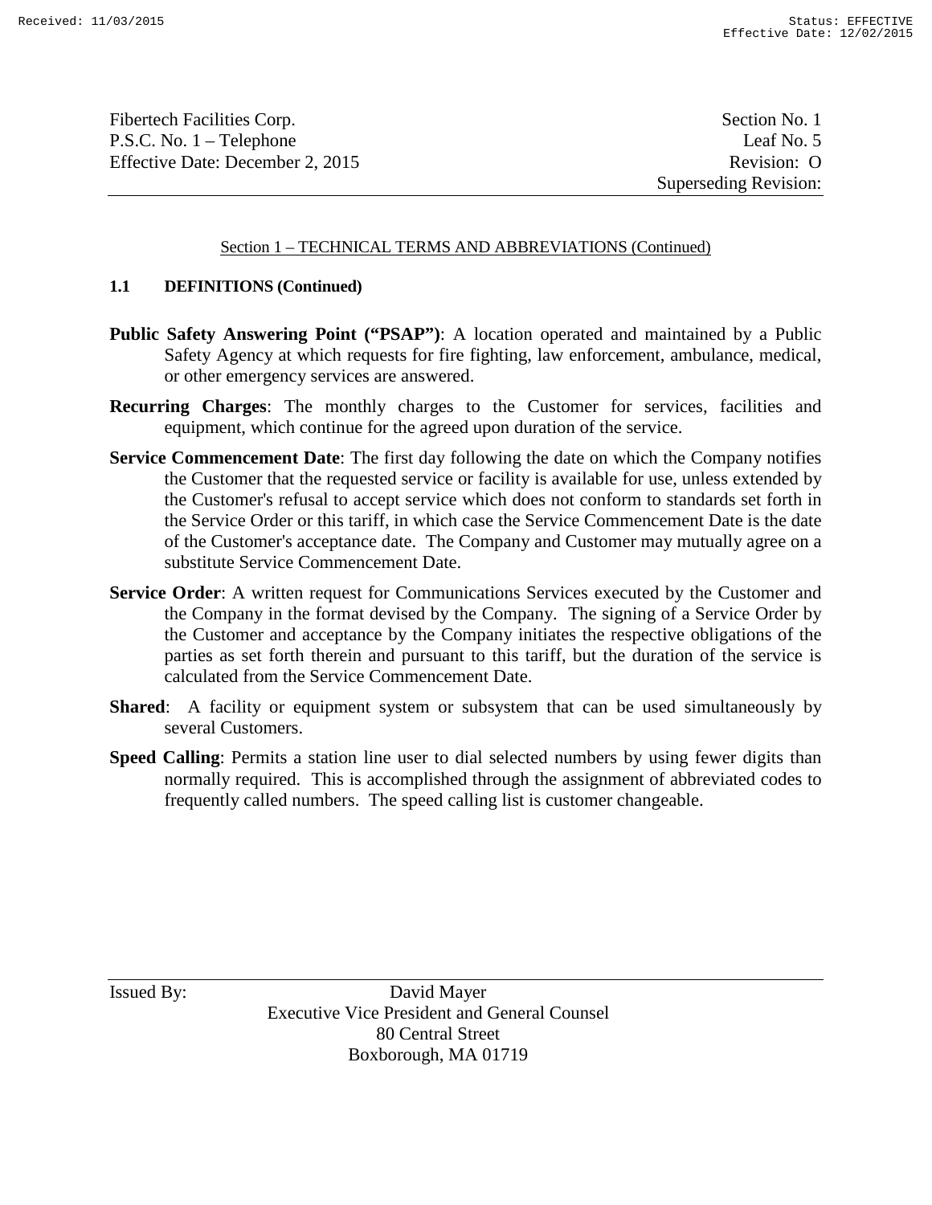Section 1 – TECHNICAL TERMS AND ABBREVIATIONS (Continued)

**1.1 DEFINITIONS (Continued)**

**Public Safety Answering Point (“PSAP”)**: A location operated and maintained by a Public Safety Agency at which requests for fire fighting, law enforcement, ambulance, medical, or other emergency services are answered.

**Recurring Charges**: The monthly charges to the Customer for services, facilities and equipment, which continue for the agreed upon duration of the service.

**Service Commencement Date**: The first day following the date on which the Company notifies the Customer that the requested service or facility is available for use, unless extended by the Customer's refusal to accept service which does not conform to standards set forth in the Service Order or this tariff, in which case the Service Commencement Date is the date of the Customer's acceptance date. The Company and Customer may mutually agree on a substitute Service Commencement Date.

**Service Order**: A written request for Communications Services executed by the Customer and the Company in the format devised by the Company. The signing of a Service Order by the Customer and acceptance by the Company initiates the respective obligations of the parties as set forth therein and pursuant to this tariff, but the duration of the service is calculated from the Service Commencement Date.

**Shared**: A facility or equipment system or subsystem that can be used simultaneously by several Customers.

**Speed Calling**: Permits a station line user to dial selected numbers by using fewer digits than normally required. This is accomplished through the assignment of abbreviated codes to frequently called numbers. The speed calling list is customer changeable.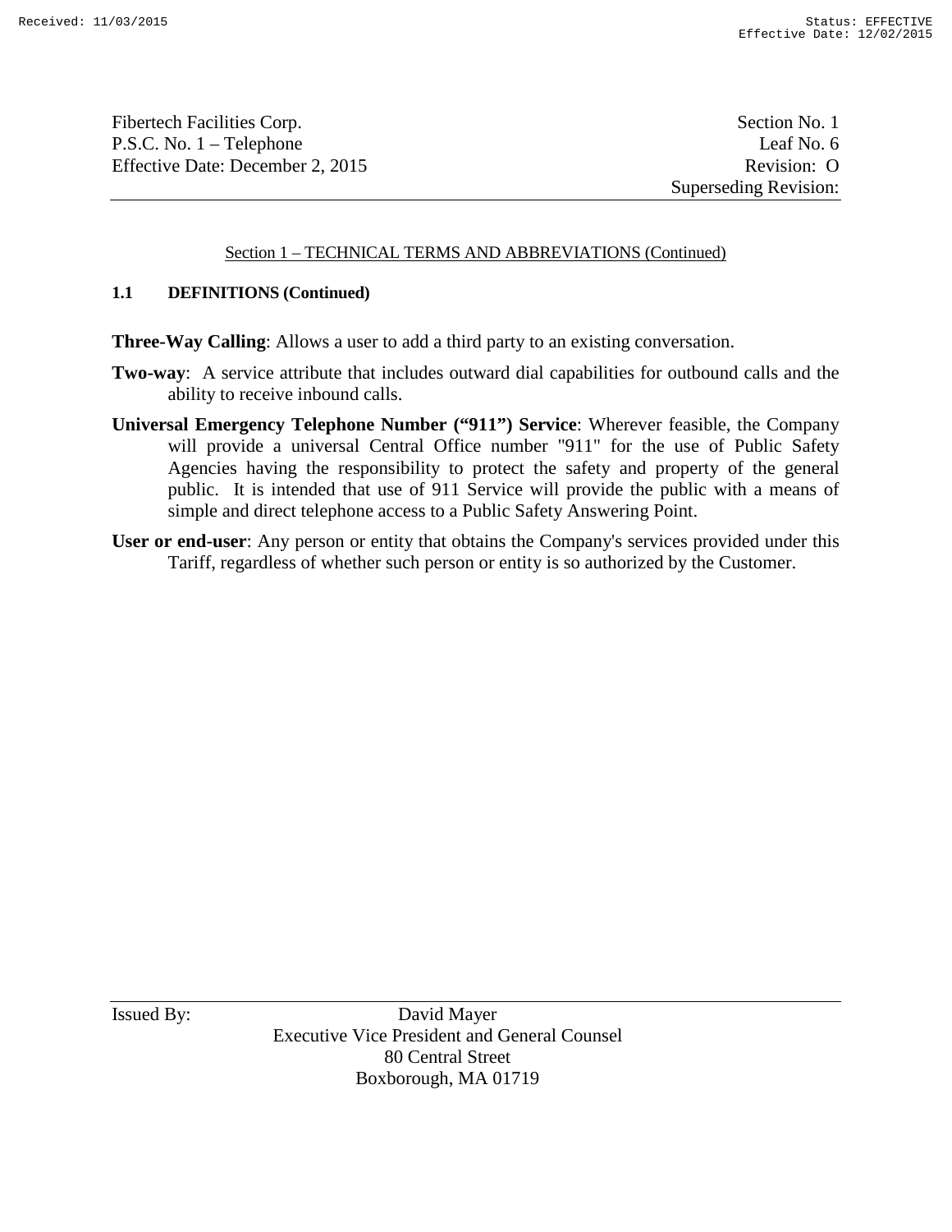## Section 1 – TECHNICAL TERMS AND ABBREVIATIONS (Continued)

### 1.1 DEFINITIONS (Continued)

**Three-Way Calling**: Allows a user to add a third party to an existing conversation.

**Two-way**: A service attribute that includes outward dial capabilities for outbound calls and the ability to receive inbound calls.

**Universal Emergency Telephone Number ("911") Service**: Wherever feasible, the Company will provide a universal Central Office number "911" for the use of Public Safety Agencies having the responsibility to protect the safety and property of the general public. It is intended that use of 911 Service will provide the public with a means of simple and direct telephone access to a Public Safety Answering Point.

**User or end-user**: Any person or entity that obtains the Company's services provided under this Tariff, regardless of whether such person or entity is so authorized by the Customer.